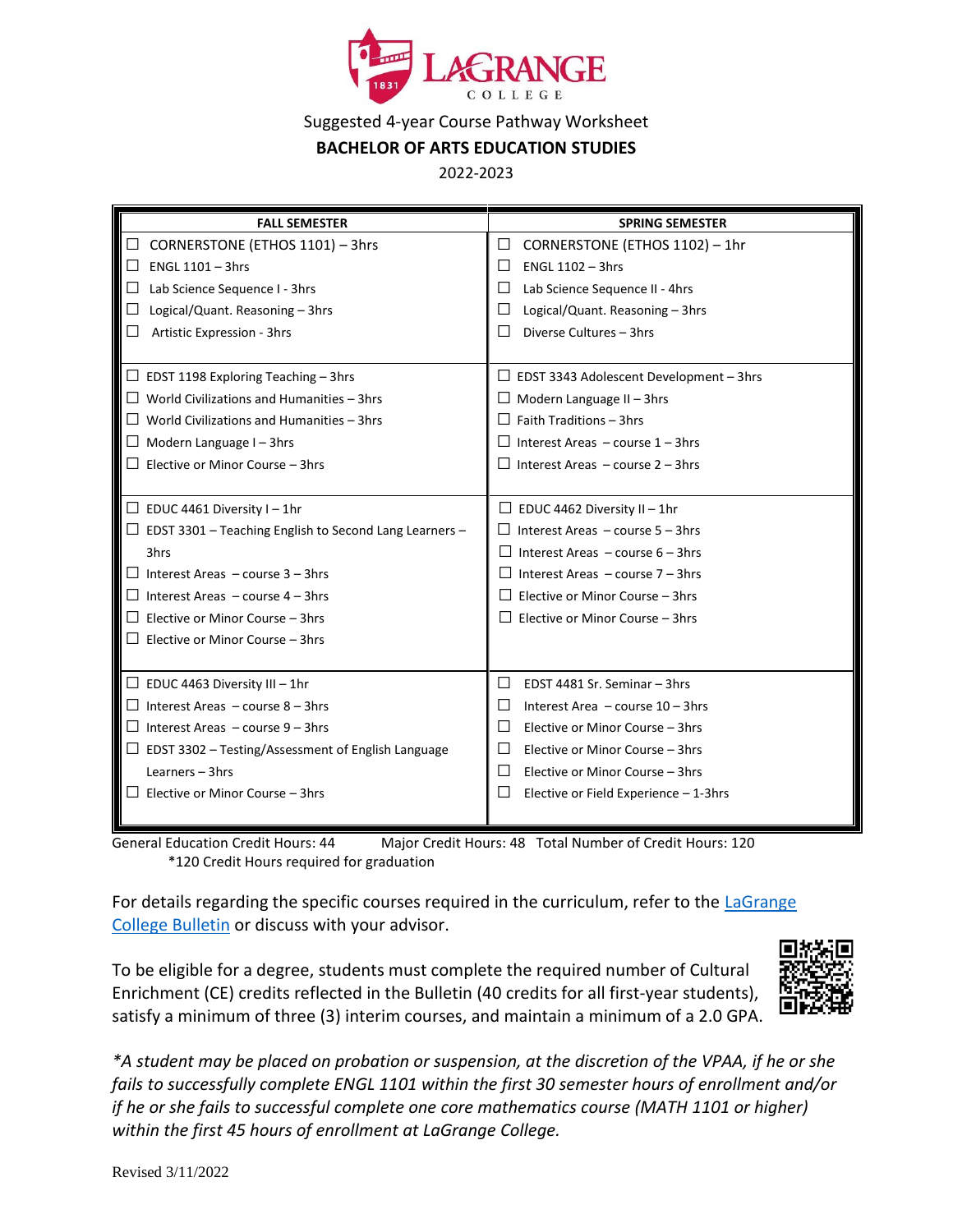Suggested 4-year Course Pathway Worksheet

**BACHELOR OF ARTS EDUCATION STUDIES**

2022-2023

| FALL SEMESTER | SPRING SEMESTER |
| --- | --- |
| ☐ CORNERSTONE (ETHOS 1101) – 3hrs<br>☐ ENGL 1101 – 3hrs<br>☐ Lab Science Sequence I - 3hrs<br>☐ Logical/Quant. Reasoning – 3hrs<br>☐ Artistic Expression - 3hrs | ☐ CORNERSTONE (ETHOS 1102) – 1hr<br>☐ ENGL 1102 – 3hrs<br>☐ Lab Science Sequence II - 4hrs<br>☐ Logical/Quant. Reasoning – 3hrs<br>☐ Diverse Cultures – 3hrs |
| ☐ EDST 1198 Exploring Teaching – 3hrs<br>☐ World Civilizations and Humanities – 3hrs<br>☐ World Civilizations and Humanities – 3hrs<br>☐ Modern Language I – 3hrs<br>☐ Elective or Minor Course – 3hrs | ☐ EDST 3343 Adolescent Development – 3hrs<br>☐ Modern Language II – 3hrs<br>☐ Faith Traditions – 3hrs<br>☐ Interest Areas – course 1 – 3hrs<br>☐ Interest Areas – course 2 – 3hrs |
| ☐ EDUC 4461 Diversity I – 1hr<br>☐ EDST 3301 – Teaching English to Second Lang Learners – 3hrs<br>☐ Interest Areas – course 3 – 3hrs<br>☐ Interest Areas – course 4 – 3hrs<br>☐ Elective or Minor Course – 3hrs<br>☐ Elective or Minor Course – 3hrs | ☐ EDUC 4462 Diversity II – 1hr<br>☐ Interest Areas – course 5 – 3hrs<br>☐ Interest Areas – course 6 – 3hrs<br>☐ Interest Areas – course 7 – 3hrs<br>☐ Elective or Minor Course – 3hrs<br>☐ Elective or Minor Course – 3hrs |
| ☐ EDUC 4463 Diversity III – 1hr<br>☐ Interest Areas – course 8 – 3hrs<br>☐ Interest Areas – course 9 – 3hrs<br>☐ EDST 3302 – Testing/Assessment of English Language Learners – 3hrs<br>☐ Elective or Minor Course – 3hrs | ☐ EDST 4481 Sr. Seminar – 3hrs<br>☐ Interest Area – course 10 – 3hrs<br>☐ Elective or Minor Course – 3hrs<br>☐ Elective or Minor Course – 3hrs<br>☐ Elective or Minor Course – 3hrs<br>☐ Elective or Field Experience – 1-3hrs |

General Education Credit Hours: 44 Major Credit Hours: 48 Total Number of Credit Hours: 120

*120 Credit Hours required for graduation

For details regarding the specific courses required in the curriculum, refer to the [LaGrange College Bulletin] or discuss with your advisor.

To be eligible for a degree, students must complete the required number of Cultural Enrichment (CE) credits reflected in the Bulletin (40 credits for all first-year students), satisfy a minimum of three (3) interim courses, and maintain a minimum of a 2.0 GPA.

*\*A student may be placed on probation or suspension, at the discretion of the VPAA, if he or she fails to successfully complete ENGL 1101 within the first 30 semester hours of enrollment and/or if he or she fails to successful complete one core mathematics course (MATH 1101 or higher) within the first 45 hours of enrollment at LaGrange College.*

Revised 3/11/2022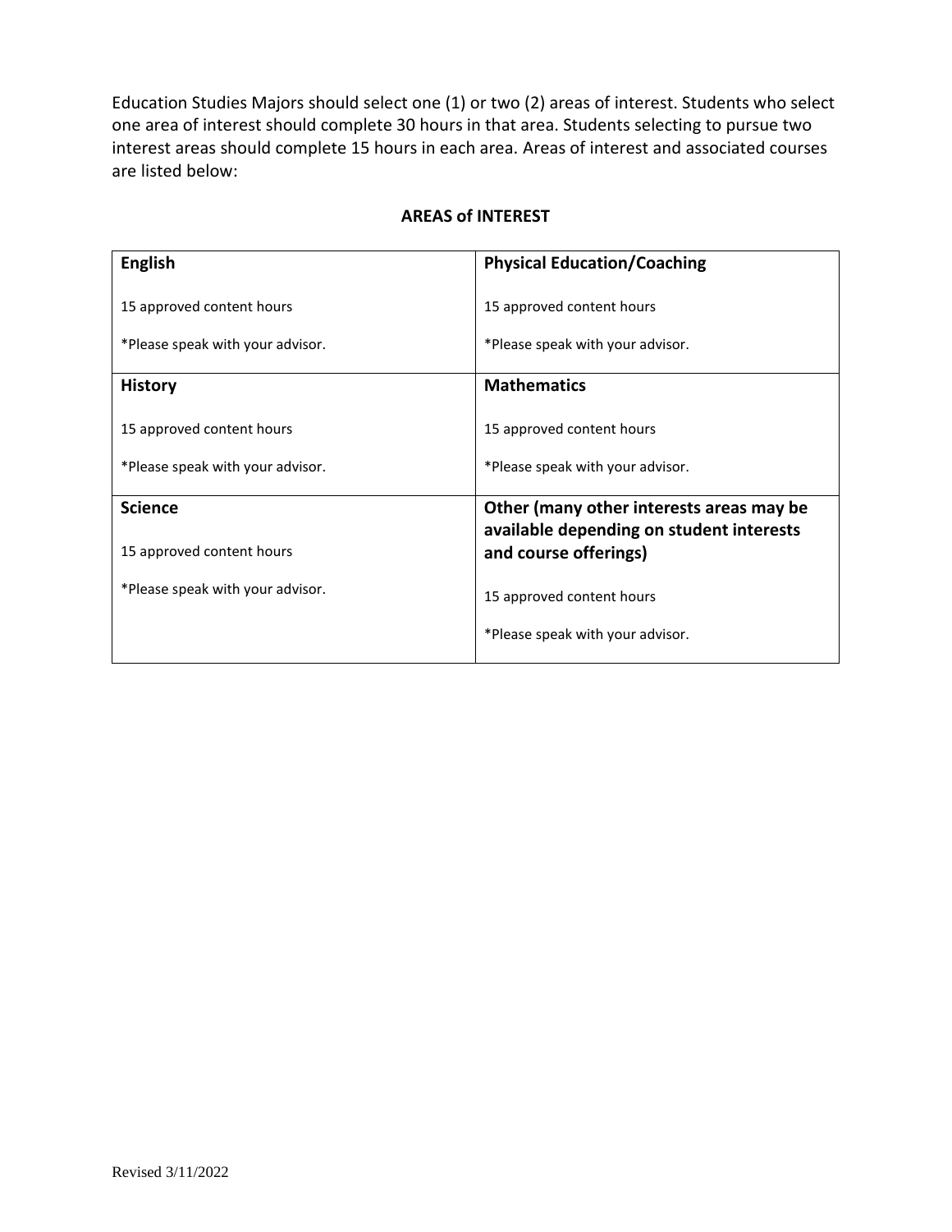Education Studies Majors should select one (1) or two (2) areas of interest. Students who select one area of interest should complete 30 hours in that area. Students selecting to pursue two interest areas should complete 15 hours in each area. Areas of interest and associated courses are listed below:

## AREAS of INTEREST

| | |
|---|---|
| **English**<br><br>15 approved content hours<br><br>*Please speak with your advisor. | **Physical Education/Coaching**<br><br>15 approved content hours<br><br>*Please speak with your advisor. |
| **History**<br><br>15 approved content hours<br><br>*Please speak with your advisor. | **Mathematics**<br><br>15 approved content hours<br><br>*Please speak with your advisor. |
| **Science**<br><br>15 approved content hours<br><br>*Please speak with your advisor. | **Other (many other interests areas may be available depending on student interests and course offerings)**<br><br>15 approved content hours<br><br>*Please speak with your advisor. |

Revised 3/11/2022